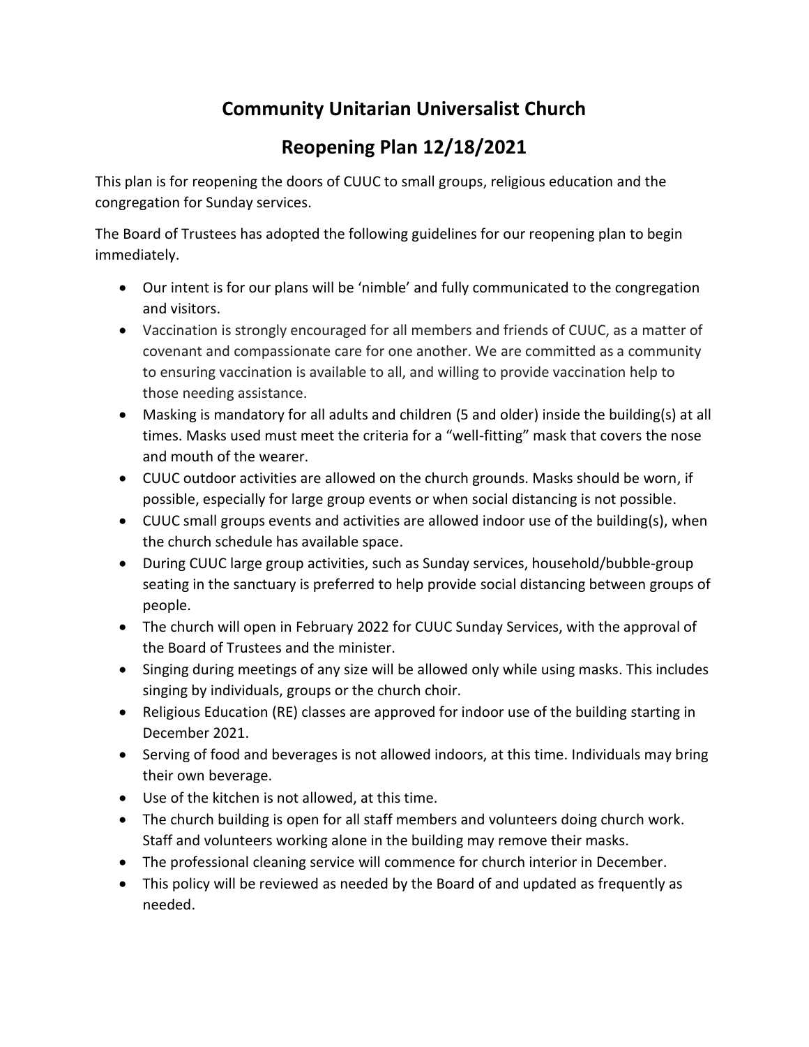# Community Unitarian Universalist Church

# Reopening Plan 12/18/2021

This plan is for reopening the doors of CUUC to small groups, religious education and the congregation for Sunday services.

The Board of Trustees has adopted the following guidelines for our reopening plan to begin immediately.

- Our intent is for our plans will be 'nimble' and fully communicated to the congregation and visitors.
- Vaccination is strongly encouraged for all members and friends of CUUC, as a matter of covenant and compassionate care for one another. We are committed as a community to ensuring vaccination is available to all, and willing to provide vaccination help to those needing assistance.
- Masking is mandatory for all adults and children (5 and older) inside the building(s) at all times. Masks used must meet the criteria for a "well-fitting" mask that covers the nose and mouth of the wearer.
- CUUC outdoor activities are allowed on the church grounds. Masks should be worn, if possible, especially for large group events or when social distancing is not possible.
- CUUC small groups events and activities are allowed indoor use of the building(s), when the church schedule has available space.
- During CUUC large group activities, such as Sunday services, household/bubble-group seating in the sanctuary is preferred to help provide social distancing between groups of people.
- The church will open in February 2022 for CUUC Sunday Services, with the approval of the Board of Trustees and the minister.
- Singing during meetings of any size will be allowed only while using masks. This includes singing by individuals, groups or the church choir.
- Religious Education (RE) classes are approved for indoor use of the building starting in December 2021.
- Serving of food and beverages is not allowed indoors, at this time. Individuals may bring their own beverage.
- Use of the kitchen is not allowed, at this time.
- The church building is open for all staff members and volunteers doing church work. Staff and volunteers working alone in the building may remove their masks.
- The professional cleaning service will commence for church interior in December.
- This policy will be reviewed as needed by the Board of and updated as frequently as needed.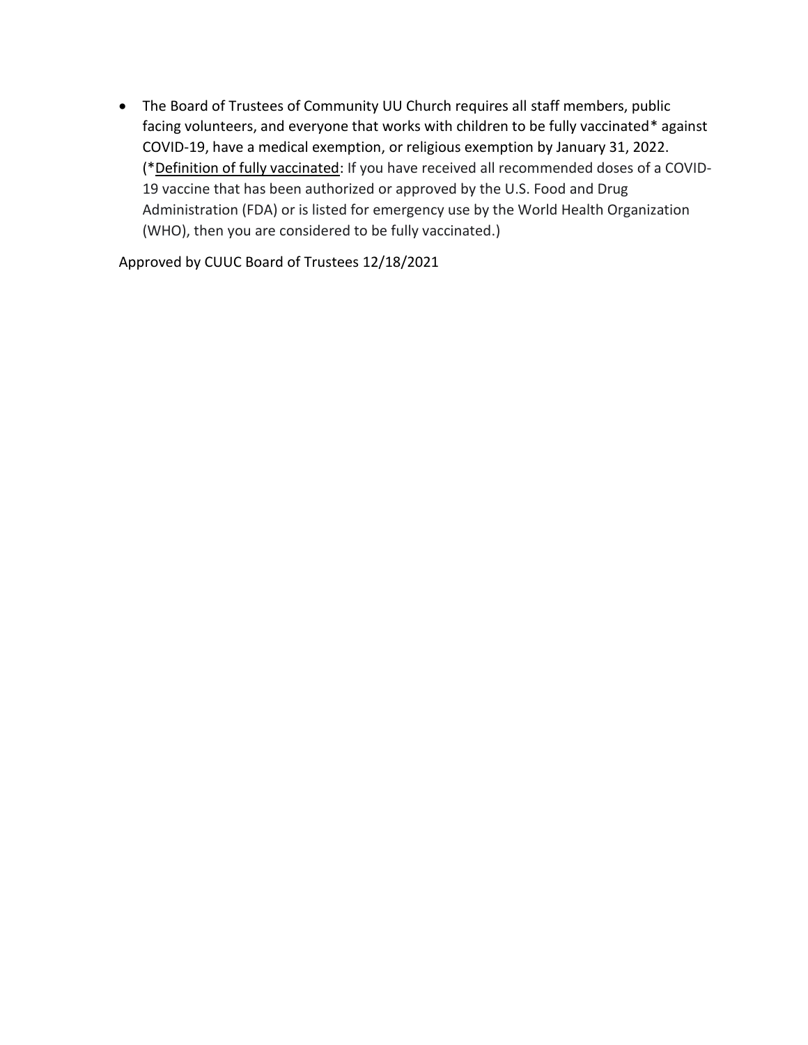- The Board of Trustees of Community UU Church requires all staff members, public facing volunteers, and everyone that works with children to be fully vaccinated* against COVID-19, have a medical exemption, or religious exemption by January 31, 2022. (*<u>Definition of fully vaccinated</u>: If you have received all recommended doses of a COVID-19 vaccine that has been authorized or approved by the U.S. Food and Drug Administration (FDA) or is listed for emergency use by the World Health Organization (WHO), then you are considered to be fully vaccinated.)

Approved by CUUC Board of Trustees 12/18/2021